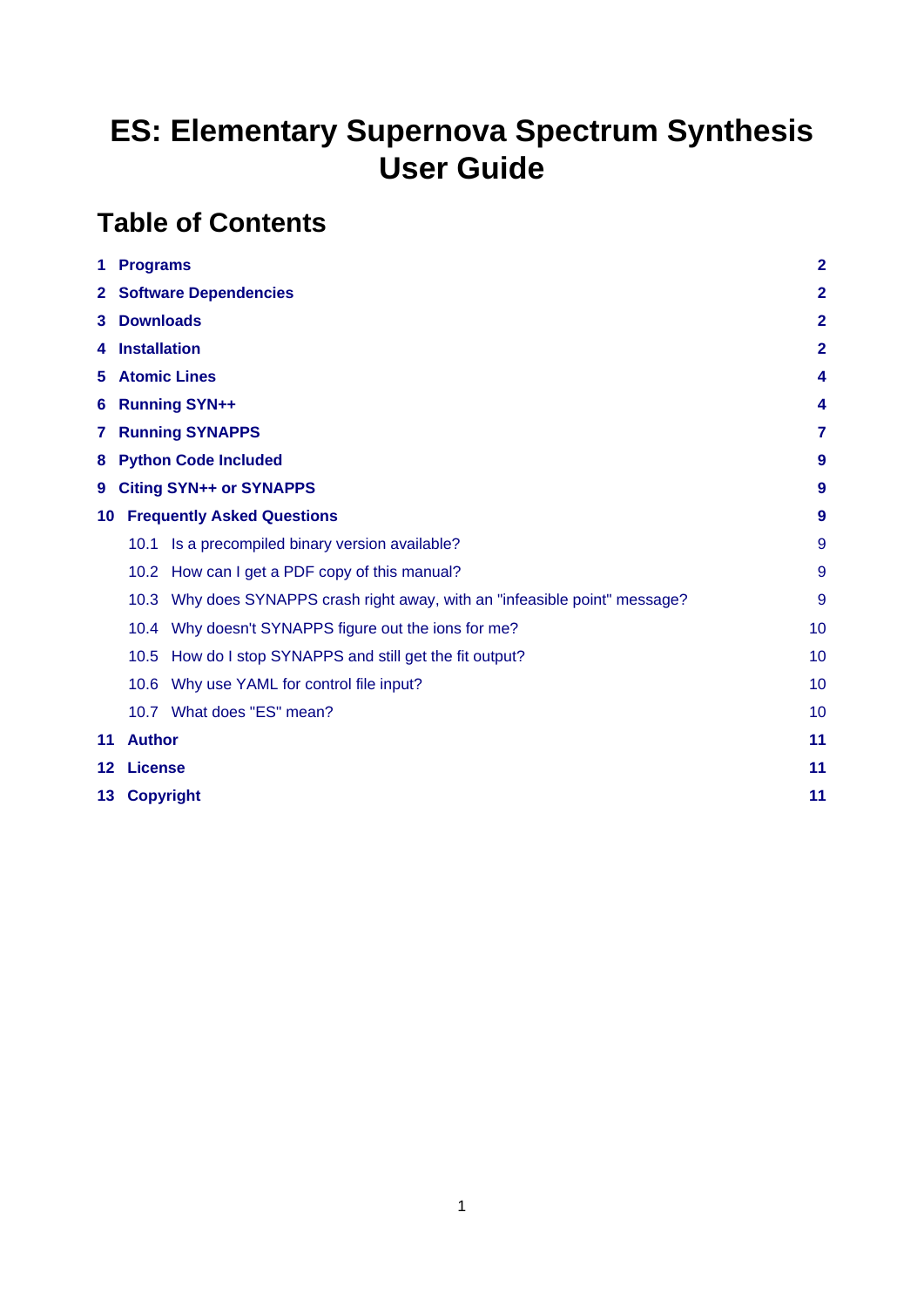# ES: Elementary Supernova Spectrum Synthesis User Guide

## Table of Contents

- **1 Programs** 2
- **2 Software Dependencies** 2
- **3 Downloads** 2
- **4 Installation** 2
- **5 Atomic Lines** 4
- **6 Running SYN++** 4
- **7 Running SYNAPPS** 7
- **8 Python Code Included** 9
- **9 Citing SYN++ or SYNAPPS** 9
- **10 Frequently Asked Questions** 9
  - 10.1 Is a precompiled binary version available? 9
  - 10.2 How can I get a PDF copy of this manual? 9
  - 10.3 Why does SYNAPPS crash right away, with an "infeasible point" message? 9
  - 10.4 Why doesn't SYNAPPS figure out the ions for me? 10
  - 10.5 How do I stop SYNAPPS and still get the fit output? 10
  - 10.6 Why use YAML for control file input? 10
  - 10.7 What does "ES" mean? 10
- **11 Author** 11
- **12 License** 11
- **13 Copyright** 11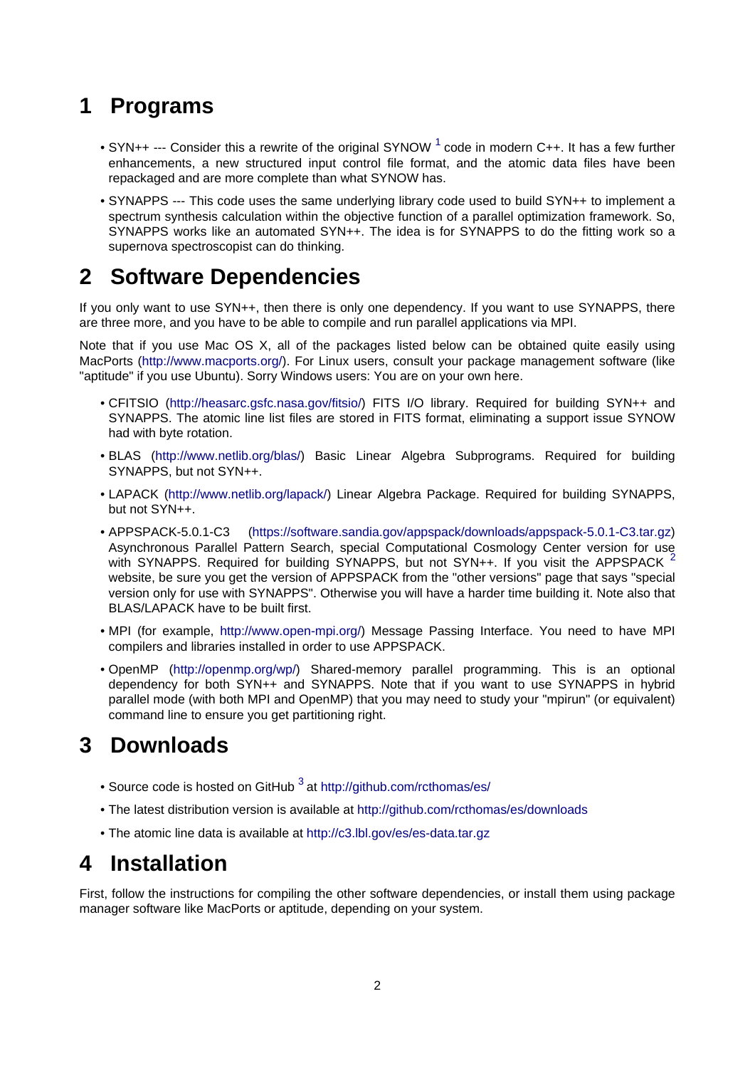# 1 Programs

- SYN++ --- Consider this a rewrite of the original SYNOW [1] code in modern C++. It has a few further enhancements, a new structured input control file format, and the atomic data files have been repackaged and are more complete than what SYNOW has.
- SYNAPPS --- This code uses the same underlying library code used to build SYN++ to implement a spectrum synthesis calculation within the objective function of a parallel optimization framework. So, SYNAPPS works like an automated SYN++. The idea is for SYNAPPS to do the fitting work so a supernova spectroscopist can do thinking.

# 2 Software Dependencies

If you only want to use SYN++, then there is only one dependency. If you want to use SYNAPPS, there are three more, and you have to be able to compile and run parallel applications via MPI.

Note that if you use Mac OS X, all of the packages listed below can be obtained quite easily using MacPorts (http://www.macports.org/). For Linux users, consult your package management software (like "aptitude" if you use Ubuntu). Sorry Windows users: You are on your own here.

- CFITSIO (http://heasarc.gsfc.nasa.gov/fitsio/) FITS I/O library. Required for building SYN++ and SYNAPPS. The atomic line list files are stored in FITS format, eliminating a support issue SYNOW had with byte rotation.
- BLAS (http://www.netlib.org/blas/) Basic Linear Algebra Subprograms. Required for building SYNAPPS, but not SYN++.
- LAPACK (http://www.netlib.org/lapack/) Linear Algebra Package. Required for building SYNAPPS, but not SYN++.
- APPSPACK-5.0.1-C3 (https://software.sandia.gov/appspack/downloads/appspack-5.0.1-C3.tar.gz) Asynchronous Parallel Pattern Search, special Computational Cosmology Center version for use with SYNAPPS. Required for building SYNAPPS, but not SYN++. If you visit the APPSPACK [2] website, be sure you get the version of APPSPACK from the "other versions" page that says "special version only for use with SYNAPPS". Otherwise you will have a harder time building it. Note also that BLAS/LAPACK have to be built first.
- MPI (for example, http://www.open-mpi.org/) Message Passing Interface. You need to have MPI compilers and libraries installed in order to use APPSPACK.
- OpenMP (http://openmp.org/wp/) Shared-memory parallel programming. This is an optional dependency for both SYN++ and SYNAPPS. Note that if you want to use SYNAPPS in hybrid parallel mode (with both MPI and OpenMP) that you may need to study your "mpirun" (or equivalent) command line to ensure you get partitioning right.

# 3 Downloads

- Source code is hosted on GitHub [3] at http://github.com/rcthomas/es/
- The latest distribution version is available at http://github.com/rcthomas/es/downloads
- The atomic line data is available at http://c3.lbl.gov/es/es-data.tar.gz

# 4 Installation

First, follow the instructions for compiling the other software dependencies, or install them using package manager software like MacPorts or aptitude, depending on your system.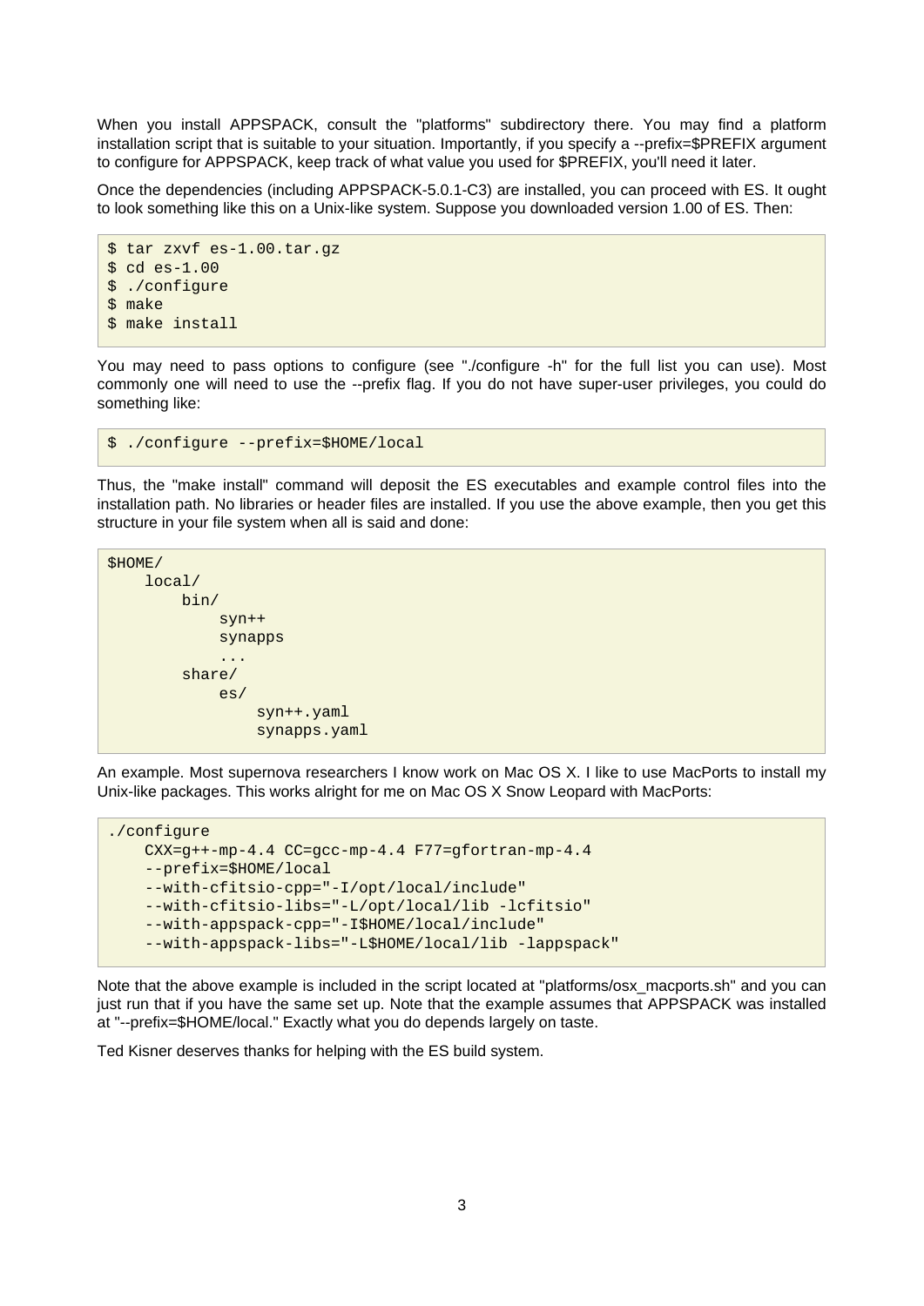When you install APPSPACK, consult the "platforms" subdirectory there. You may find a platform installation script that is suitable to your situation. Importantly, if you specify a --prefix=$PREFIX argument to configure for APPSPACK, keep track of what value you used for $PREFIX, you'll need it later.

Once the dependencies (including APPSPACK-5.0.1-C3) are installed, you can proceed with ES. It ought to look something like this on a Unix-like system. Suppose you downloaded version 1.00 of ES. Then:

```
$ tar zxvf es-1.00.tar.gz
$ cd es-1.00
$ ./configure
$ make
$ make install
```

You may need to pass options to configure (see "./configure -h" for the full list you can use). Most commonly one will need to use the --prefix flag. If you do not have super-user privileges, you could do something like:

```
$ ./configure --prefix=$HOME/local
```

Thus, the "make install" command will deposit the ES executables and example control files into the installation path. No libraries or header files are installed. If you use the above example, then you get this structure in your file system when all is said and done:

```
$HOME/
    local/
        bin/
            syn++
            synapps
            ...
        share/
            es/
                syn++.yaml
                synapps.yaml
```

An example. Most supernova researchers I know work on Mac OS X. I like to use MacPorts to install my Unix-like packages. This works alright for me on Mac OS X Snow Leopard with MacPorts:

```
./configure
    CXX=g++-mp-4.4 CC=gcc-mp-4.4 F77=gfortran-mp-4.4
    --prefix=$HOME/local
    --with-cfitsio-cpp="-I/opt/local/include"
    --with-cfitsio-libs="-L/opt/local/lib -lcfitsio"
    --with-appspack-cpp="-I$HOME/local/include"
    --with-appspack-libs="-L$HOME/local/lib -lappspack"
```

Note that the above example is included in the script located at "platforms/osx_macports.sh" and you can just run that if you have the same set up. Note that the example assumes that APPSPACK was installed at "--prefix=$HOME/local." Exactly what you do depends largely on taste.

Ted Kisner deserves thanks for helping with the ES build system.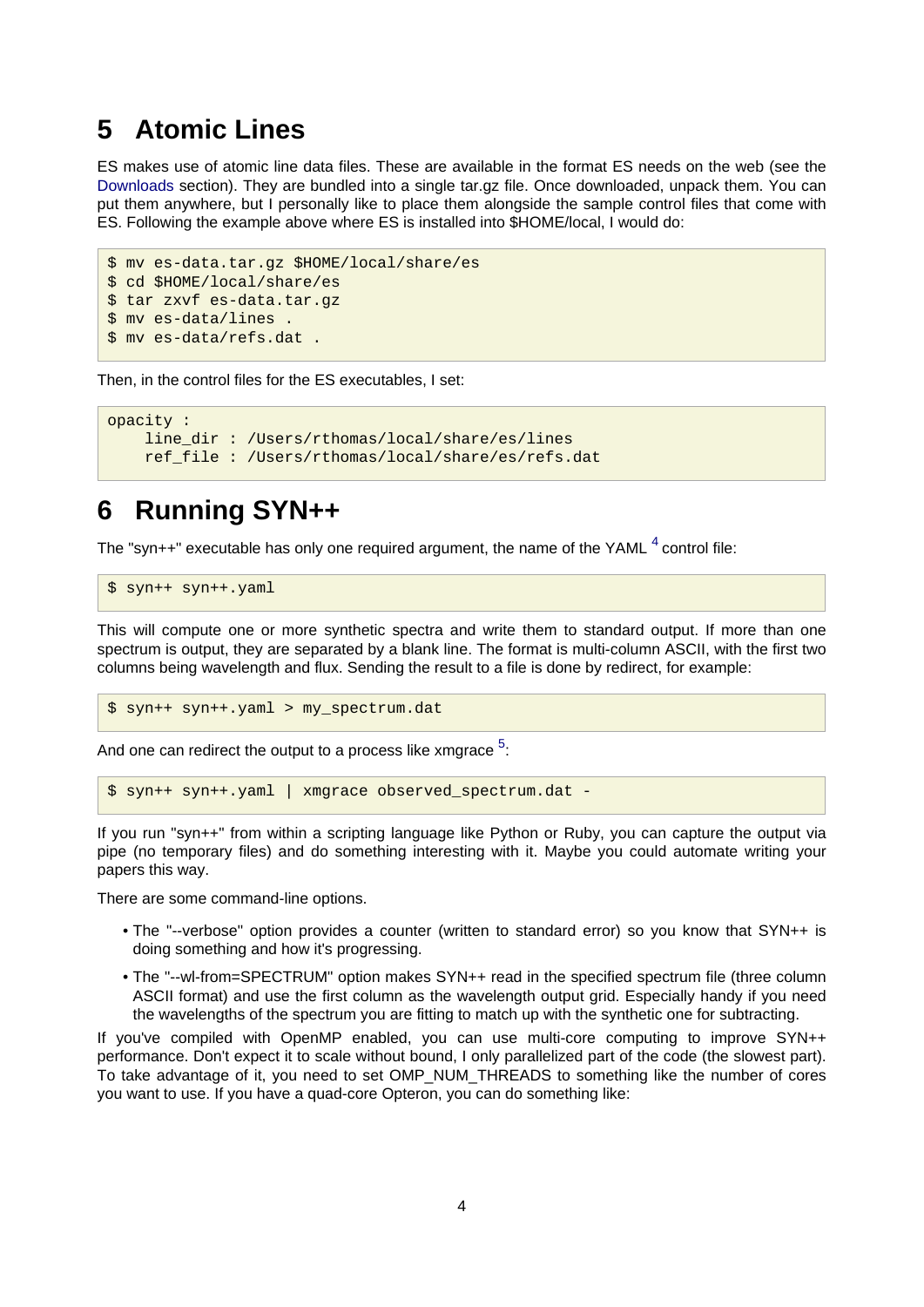# 5 Atomic Lines

ES makes use of atomic line data files. These are available in the format ES needs on the web (see the Downloads section). They are bundled into a single tar.gz file. Once downloaded, unpack them. You can put them anywhere, but I personally like to place them alongside the sample control files that come with ES. Following the example above where ES is installed into $HOME/local, I would do:

```
$ mv es-data.tar.gz $HOME/local/share/es
$ cd $HOME/local/share/es
$ tar zxvf es-data.tar.gz
$ mv es-data/lines .
$ mv es-data/refs.dat .
```

Then, in the control files for the ES executables, I set:

```
opacity :
    line_dir : /Users/rthomas/local/share/es/lines
    ref_file : /Users/rthomas/local/share/es/refs.dat
```

# 6 Running SYN++

The "syn++" executable has only one required argument, the name of the YAML [4] control file:

```
$ syn++ syn++.yaml
```

This will compute one or more synthetic spectra and write them to standard output. If more than one spectrum is output, they are separated by a blank line. The format is multi-column ASCII, with the first two columns being wavelength and flux. Sending the result to a file is done by redirect, for example:

```
$ syn++ syn++.yaml > my_spectrum.dat
```

And one can redirect the output to a process like xmgrace [5]:

```
$ syn++ syn++.yaml | xmgrace observed_spectrum.dat -
```

If you run "syn++" from within a scripting language like Python or Ruby, you can capture the output via pipe (no temporary files) and do something interesting with it. Maybe you could automate writing your papers this way.

There are some command-line options.

- The "--verbose" option provides a counter (written to standard error) so you know that SYN++ is doing something and how it's progressing.
- The "--wl-from=SPECTRUM" option makes SYN++ read in the specified spectrum file (three column ASCII format) and use the first column as the wavelength output grid. Especially handy if you need the wavelengths of the spectrum you are fitting to match up with the synthetic one for subtracting.

If you've compiled with OpenMP enabled, you can use multi-core computing to improve SYN++ performance. Don't expect it to scale without bound, I only parallelized part of the code (the slowest part). To take advantage of it, you need to set OMP_NUM_THREADS to something like the number of cores you want to use. If you have a quad-core Opteron, you can do something like: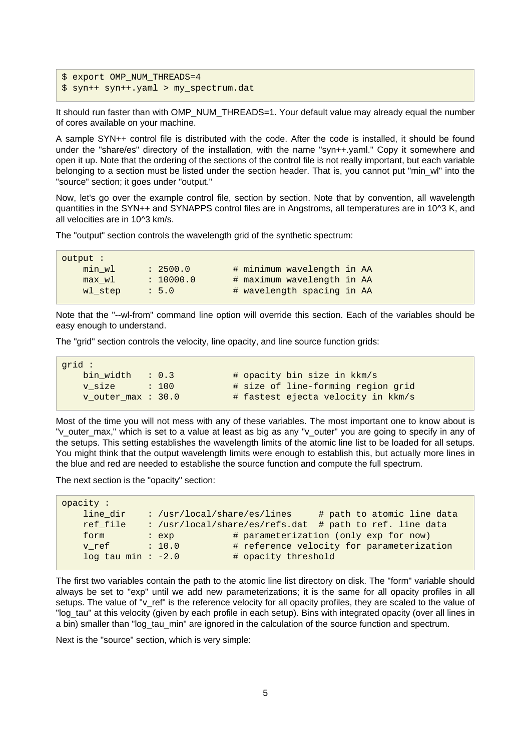```
$ export OMP_NUM_THREADS=4
$ syn++ syn++.yaml > my_spectrum.dat
```

It should run faster than with OMP_NUM_THREADS=1. Your default value may already equal the number of cores available on your machine.

A sample SYN++ control file is distributed with the code. After the code is installed, it should be found under the "share/es" directory of the installation, with the name "syn++.yaml." Copy it somewhere and open it up. Note that the ordering of the sections of the control file is not really important, but each variable belonging to a section must be listed under the section header. That is, you cannot put "min_wl" into the "source" section; it goes under "output."

Now, let's go over the example control file, section by section. Note that by convention, all wavelength quantities in the SYN++ and SYNAPPS control files are in Angstroms, all temperatures are in 10^3 K, and all velocities are in 10^3 km/s.

The "output" section controls the wavelength grid of the synthetic spectrum:

```
output :
    min_wl      : 2500.0        # minimum wavelength in AA
    max_wl      : 10000.0       # maximum wavelength in AA
    wl_step     : 5.0           # wavelength spacing in AA
```

Note that the "--wl-from" command line option will override this section. Each of the variables should be easy enough to understand.

The "grid" section controls the velocity, line opacity, and line source function grids:

```
grid :
    bin_width   : 0.3           # opacity bin size in kkm/s
    v_size      : 100           # size of line-forming region grid
    v_outer_max : 30.0          # fastest ejecta velocity in kkm/s
```

Most of the time you will not mess with any of these variables. The most important one to know about is "v_outer_max," which is set to a value at least as big as any "v_outer" you are going to specify in any of the setups. This setting establishes the wavelength limits of the atomic line list to be loaded for all setups. You might think that the output wavelength limits were enough to establish this, but actually more lines in the blue and red are needed to establishe the source function and compute the full spectrum.

The next section is the "opacity" section:

```
opacity :
    line_dir    : /usr/local/share/es/lines     # path to atomic line data
    ref_file    : /usr/local/share/es/refs.dat  # path to ref. line data
    form        : exp           # parameterization (only exp for now)
    v_ref       : 10.0          # reference velocity for parameterization
    log_tau_min : -2.0          # opacity threshold
```

The first two variables contain the path to the atomic line list directory on disk. The "form" variable should always be set to "exp" until we add new parameterizations; it is the same for all opacity profiles in all setups. The value of "v_ref" is the reference velocity for all opacity profiles, they are scaled to the value of "log_tau" at this velocity (given by each profile in each setup). Bins with integrated opacity (over all lines in a bin) smaller than "log_tau_min" are ignored in the calculation of the source function and spectrum.

Next is the "source" section, which is very simple: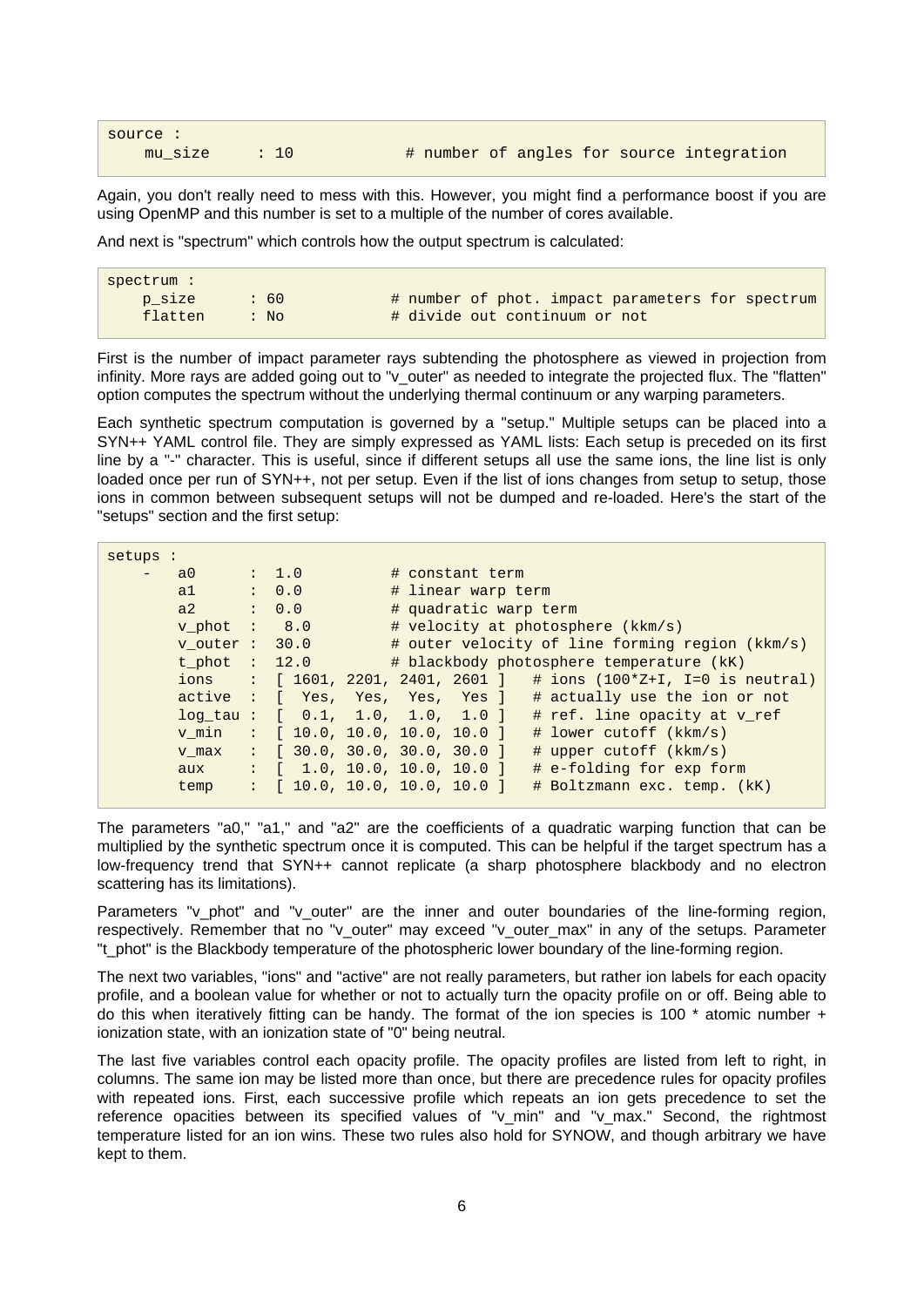```
source :
    mu_size     : 10              # number of angles for source integration
```

Again, you don't really need to mess with this. However, you might find a performance boost if you are using OpenMP and this number is set to a multiple of the number of cores available.

And next is "spectrum" which controls how the output spectrum is calculated:

```
spectrum :
    p_size      : 60             # number of phot. impact parameters for spectrum
    flatten     : No             # divide out continuum or not
```

First is the number of impact parameter rays subtending the photosphere as viewed in projection from infinity. More rays are added going out to "v_outer" as needed to integrate the projected flux. The "flatten" option computes the spectrum without the underlying thermal continuum or any warping parameters.

Each synthetic spectrum computation is governed by a "setup." Multiple setups can be placed into a SYN++ YAML control file. They are simply expressed as YAML lists: Each setup is preceded on its first line by a "-" character. This is useful, since if different setups all use the same ions, the line list is only loaded once per run of SYN++, not per setup. Even if the list of ions changes from setup to setup, those ions in common between subsequent setups will not be dumped and re-loaded. Here's the start of the "setups" section and the first setup:

```
setups :
    -   a0      :  1.0          # constant term
        a1      :  0.0          # linear warp term
        a2      :  0.0          # quadratic warp term
        v_phot  :   8.0         # velocity at photosphere (kkm/s)
        v_outer :  30.0         # outer velocity of line forming region (kkm/s)
        t_phot  :  12.0         # blackbody photosphere temperature (kK)
        ions    :  [ 1601, 2201, 2401, 2601 ]   # ions (100*Z+I, I=0 is neutral)
        active  :  [  Yes,  Yes,  Yes,  Yes ]   # actually use the ion or not
        log_tau :  [  0.1,  1.0,  1.0,  1.0 ]   # ref. line opacity at v_ref
        v_min   :  [ 10.0, 10.0, 10.0, 10.0 ]   # lower cutoff (kkm/s)
        v_max   :  [ 30.0, 30.0, 30.0, 30.0 ]   # upper cutoff (kkm/s)
        aux     :  [  1.0, 10.0, 10.0, 10.0 ]   # e-folding for exp form
        temp    :  [ 10.0, 10.0, 10.0, 10.0 ]   # Boltzmann exc. temp. (kK)
```

The parameters "a0," "a1," and "a2" are the coefficients of a quadratic warping function that can be multiplied by the synthetic spectrum once it is computed. This can be helpful if the target spectrum has a low-frequency trend that SYN++ cannot replicate (a sharp photosphere blackbody and no electron scattering has its limitations).

Parameters "v_phot" and "v_outer" are the inner and outer boundaries of the line-forming region, respectively. Remember that no "v_outer" may exceed "v_outer_max" in any of the setups. Parameter "t_phot" is the Blackbody temperature of the photospheric lower boundary of the line-forming region.

The next two variables, "ions" and "active" are not really parameters, but rather ion labels for each opacity profile, and a boolean value for whether or not to actually turn the opacity profile on or off. Being able to do this when iteratively fitting can be handy. The format of the ion species is 100 * atomic number + ionization state, with an ionization state of "0" being neutral.

The last five variables control each opacity profile. The opacity profiles are listed from left to right, in columns. The same ion may be listed more than once, but there are precedence rules for opacity profiles with repeated ions. First, each successive profile which repeats an ion gets precedence to set the reference opacities between its specified values of "v_min" and "v_max." Second, the rightmost temperature listed for an ion wins. These two rules also hold for SYNOW, and though arbitrary we have kept to them.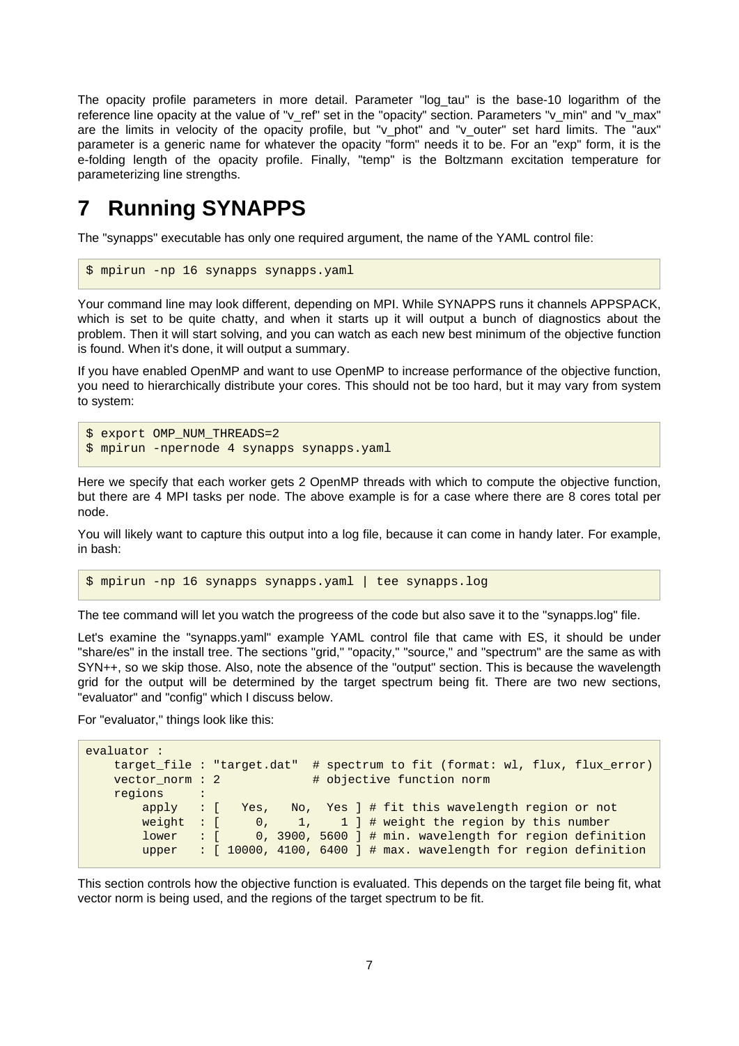The opacity profile parameters in more detail. Parameter "log_tau" is the base-10 logarithm of the reference line opacity at the value of "v_ref" set in the "opacity" section. Parameters "v_min" and "v_max" are the limits in velocity of the opacity profile, but "v_phot" and "v_outer" set hard limits. The "aux" parameter is a generic name for whatever the opacity "form" needs it to be. For an "exp" form, it is the e-folding length of the opacity profile. Finally, "temp" is the Boltzmann excitation temperature for parameterizing line strengths.

# 7 Running SYNAPPS

The "synapps" executable has only one required argument, the name of the YAML control file:

```
$ mpirun -np 16 synapps synapps.yaml
```

Your command line may look different, depending on MPI. While SYNAPPS runs it channels APPSPACK, which is set to be quite chatty, and when it starts up it will output a bunch of diagnostics about the problem. Then it will start solving, and you can watch as each new best minimum of the objective function is found. When it's done, it will output a summary.

If you have enabled OpenMP and want to use OpenMP to increase performance of the objective function, you need to hierarchically distribute your cores. This should not be too hard, but it may vary from system to system:

```
$ export OMP_NUM_THREADS=2
$ mpirun -npernode 4 synapps synapps.yaml
```

Here we specify that each worker gets 2 OpenMP threads with which to compute the objective function, but there are 4 MPI tasks per node. The above example is for a case where there are 8 cores total per node.

You will likely want to capture this output into a log file, because it can come in handy later. For example, in bash:

```
$ mpirun -np 16 synapps synapps.yaml | tee synapps.log
```

The tee command will let you watch the progreess of the code but also save it to the "synapps.log" file.

Let's examine the "synapps.yaml" example YAML control file that came with ES, it should be under "share/es" in the install tree. The sections "grid," "opacity," "source," and "spectrum" are the same as with SYN++, so we skip those. Also, note the absence of the "output" section. This is because the wavelength grid for the output will be determined by the target spectrum being fit. There are two new sections, "evaluator" and "config" which I discuss below.

For "evaluator," things look like this:

```
evaluator :
    target_file : "target.dat"  # spectrum to fit (format: wl, flux, flux_error)
    vector_norm : 2             # objective function norm
    regions     :
        apply   : [   Yes,   No,  Yes ] # fit this wavelength region or not
        weight  : [     0,    1,    1 ] # weight the region by this number
        lower   : [     0, 3900, 5600 ] # min. wavelength for region definition
        upper   : [ 10000, 4100, 6400 ] # max. wavelength for region definition
```

This section controls how the objective function is evaluated. This depends on the target file being fit, what vector norm is being used, and the regions of the target spectrum to be fit.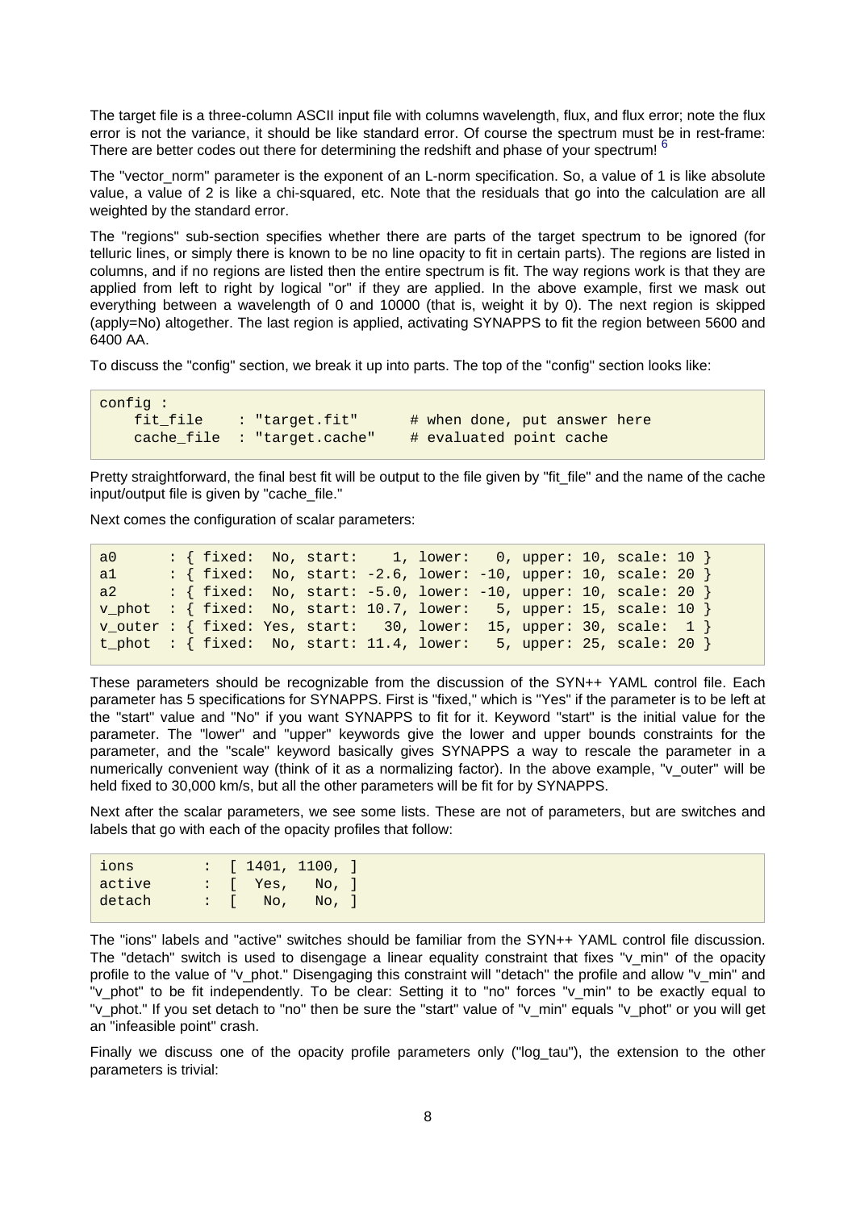The target file is a three-column ASCII input file with columns wavelength, flux, and flux error; note the flux error is not the variance, it should be like standard error. Of course the spectrum must be in rest-frame: There are better codes out there for determining the redshift and phase of your spectrum! [6]

The "vector_norm" parameter is the exponent of an L-norm specification. So, a value of 1 is like absolute value, a value of 2 is like a chi-squared, etc. Note that the residuals that go into the calculation are all weighted by the standard error.

The "regions" sub-section specifies whether there are parts of the target spectrum to be ignored (for telluric lines, or simply there is known to be no line opacity to fit in certain parts). The regions are listed in columns, and if no regions are listed then the entire spectrum is fit. The way regions work is that they are applied from left to right by logical "or" if they are applied. In the above example, first we mask out everything between a wavelength of 0 and 10000 (that is, weight it by 0). The next region is skipped (apply=No) altogether. The last region is applied, activating SYNAPPS to fit the region between 5600 and 6400 AA.

To discuss the "config" section, we break it up into parts. The top of the "config" section looks like:

```
config :
    fit_file    : "target.fit"      # when done, put answer here
    cache_file  : "target.cache"    # evaluated point cache
```

Pretty straightforward, the final best fit will be output to the file given by "fit_file" and the name of the cache input/output file is given by "cache_file."

Next comes the configuration of scalar parameters:

```
a0      : { fixed:  No, start:    1, lower:   0, upper: 10, scale: 10 }
a1      : { fixed:  No, start: -2.6, lower: -10, upper: 10, scale: 20 }
a2      : { fixed:  No, start: -5.0, lower: -10, upper: 10, scale: 20 }
v_phot  : { fixed:  No, start: 10.7, lower:   5, upper: 15, scale: 10 }
v_outer : { fixed: Yes, start:   30, lower:  15, upper: 30, scale:  1 }
t_phot  : { fixed:  No, start: 11.4, lower:   5, upper: 25, scale: 20 }
```

These parameters should be recognizable from the discussion of the SYN++ YAML control file. Each parameter has 5 specifications for SYNAPPS. First is "fixed," which is "Yes" if the parameter is to be left at the "start" value and "No" if you want SYNAPPS to fit for it. Keyword "start" is the initial value for the parameter. The "lower" and "upper" keywords give the lower and upper bounds constraints for the parameter, and the "scale" keyword basically gives SYNAPPS a way to rescale the parameter in a numerically convenient way (think of it as a normalizing factor). In the above example, "v_outer" will be held fixed to 30,000 km/s, but all the other parameters will be fit for by SYNAPPS.

Next after the scalar parameters, we see some lists. These are not of parameters, but are switches and labels that go with each of the opacity profiles that follow:

```
ions      : [ 1401, 1100, ]
active    : [  Yes,   No, ]
detach    : [   No,   No, ]
```

The "ions" labels and "active" switches should be familiar from the SYN++ YAML control file discussion. The "detach" switch is used to disengage a linear equality constraint that fixes "v_min" of the opacity profile to the value of "v_phot." Disengaging this constraint will "detach" the profile and allow "v_min" and "v_phot" to be fit independently. To be clear: Setting it to "no" forces "v_min" to be exactly equal to "v_phot." If you set detach to "no" then be sure the "start" value of "v_min" equals "v_phot" or you will get an "infeasible point" crash.

Finally we discuss one of the opacity profile parameters only ("log_tau"), the extension to the other parameters is trivial: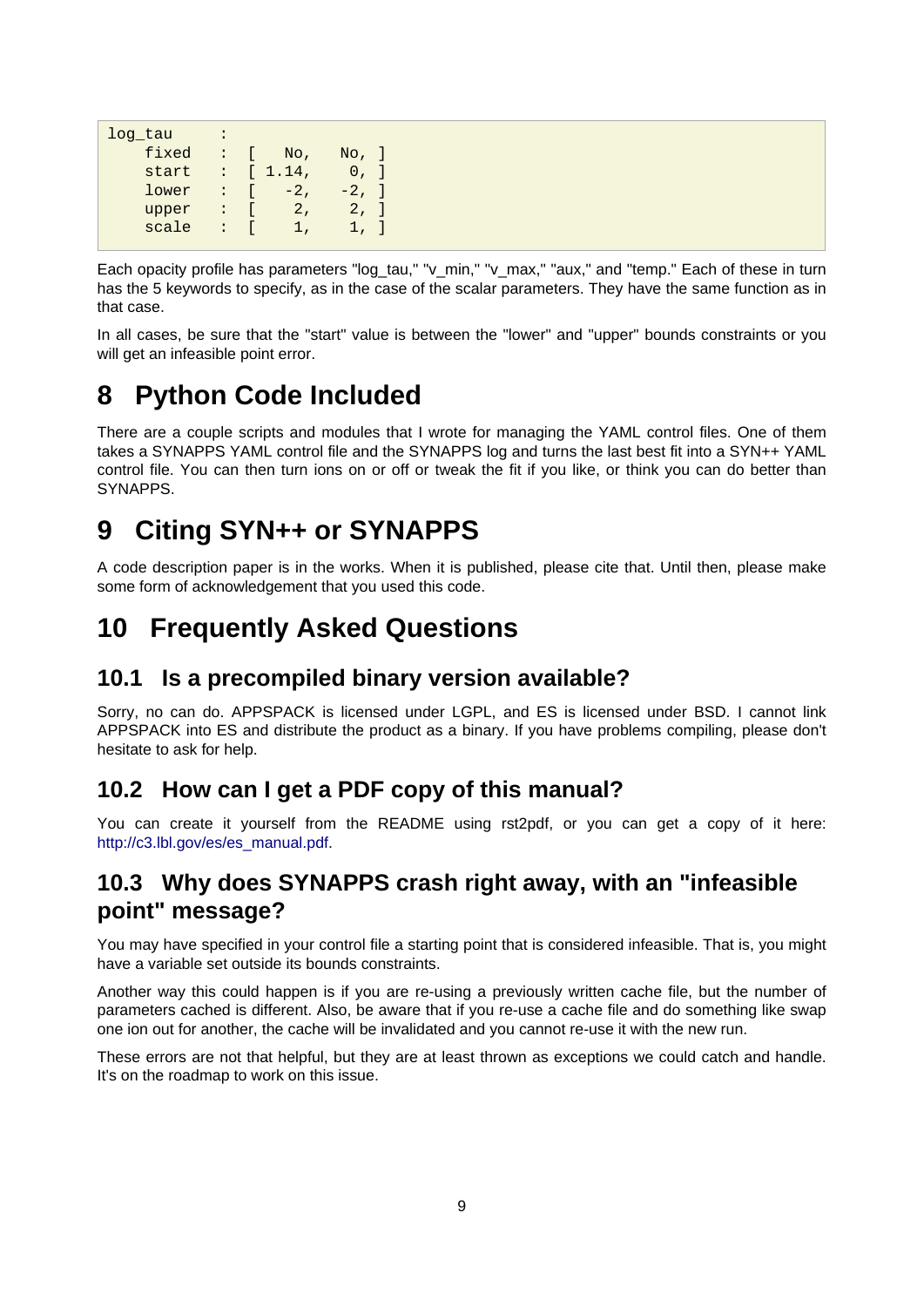```
log_tau     :
    fixed   :  [    No,    No, ]
    start   :  [ 1.14,     0, ]
    lower   :  [    -2,   -2, ]
    upper   :  [     2,    2, ]
    scale   :  [     1,    1, ]
```

Each opacity profile has parameters "log_tau," "v_min," "v_max," "aux," and "temp." Each of these in turn has the 5 keywords to specify, as in the case of the scalar parameters. They have the same function as in that case.

In all cases, be sure that the "start" value is between the "lower" and "upper" bounds constraints or you will get an infeasible point error.

# 8 Python Code Included

There are a couple scripts and modules that I wrote for managing the YAML control files. One of them takes a SYNAPPS YAML control file and the SYNAPPS log and turns the last best fit into a SYN++ YAML control file. You can then turn ions on or off or tweak the fit if you like, or think you can do better than SYNAPPS.

# 9 Citing SYN++ or SYNAPPS

A code description paper is in the works. When it is published, please cite that. Until then, please make some form of acknowledgement that you used this code.

# 10 Frequently Asked Questions

## 10.1 Is a precompiled binary version available?

Sorry, no can do. APPSPACK is licensed under LGPL, and ES is licensed under BSD. I cannot link APPSPACK into ES and distribute the product as a binary. If you have problems compiling, please don't hesitate to ask for help.

## 10.2 How can I get a PDF copy of this manual?

You can create it yourself from the README using rst2pdf, or you can get a copy of it here: http://c3.lbl.gov/es/es_manual.pdf.

## 10.3 Why does SYNAPPS crash right away, with an "infeasible point" message?

You may have specified in your control file a starting point that is considered infeasible. That is, you might have a variable set outside its bounds constraints.

Another way this could happen is if you are re-using a previously written cache file, but the number of parameters cached is different. Also, be aware that if you re-use a cache file and do something like swap one ion out for another, the cache will be invalidated and you cannot re-use it with the new run.

These errors are not that helpful, but they are at least thrown as exceptions we could catch and handle. It's on the roadmap to work on this issue.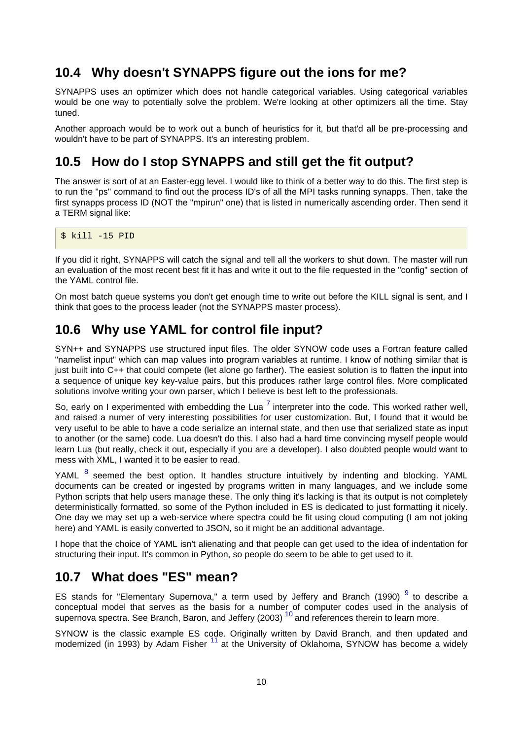## 10.4 Why doesn't SYNAPPS figure out the ions for me?

SYNAPPS uses an optimizer which does not handle categorical variables. Using categorical variables would be one way to potentially solve the problem. We're looking at other optimizers all the time. Stay tuned.

Another approach would be to work out a bunch of heuristics for it, but that'd all be pre-processing and wouldn't have to be part of SYNAPPS. It's an interesting problem.

## 10.5 How do I stop SYNAPPS and still get the fit output?

The answer is sort of at an Easter-egg level. I would like to think of a better way to do this. The first step is to run the "ps" command to find out the process ID's of all the MPI tasks running synapps. Then, take the first synapps process ID (NOT the "mpirun" one) that is listed in numerically ascending order. Then send it a TERM signal like:

```
$ kill -15 PID
```

If you did it right, SYNAPPS will catch the signal and tell all the workers to shut down. The master will run an evaluation of the most recent best fit it has and write it out to the file requested in the "config" section of the YAML control file.

On most batch queue systems you don't get enough time to write out before the KILL signal is sent, and I think that goes to the process leader (not the SYNAPPS master process).

## 10.6 Why use YAML for control file input?

SYN++ and SYNAPPS use structured input files. The older SYNOW code uses a Fortran feature called "namelist input" which can map values into program variables at runtime. I know of nothing similar that is just built into C++ that could compete (let alone go farther). The easiest solution is to flatten the input into a sequence of unique key key-value pairs, but this produces rather large control files. More complicated solutions involve writing your own parser, which I believe is best left to the professionals.

So, early on I experimented with embedding the Lua [7] interpreter into the code. This worked rather well, and raised a numer of very interesting possibilities for user customization. But, I found that it would be very useful to be able to have a code serialize an internal state, and then use that serialized state as input to another (or the same) code. Lua doesn't do this. I also had a hard time convincing myself people would learn Lua (but really, check it out, especially if you are a developer). I also doubted people would want to mess with XML, I wanted it to be easier to read.

YAML [8] seemed the best option. It handles structure intuitively by indenting and blocking. YAML documents can be created or ingested by programs written in many languages, and we include some Python scripts that help users manage these. The only thing it's lacking is that its output is not completely deterministically formatted, so some of the Python included in ES is dedicated to just formatting it nicely. One day we may set up a web-service where spectra could be fit using cloud computing (I am not joking here) and YAML is easily converted to JSON, so it might be an additional advantage.

I hope that the choice of YAML isn't alienating and that people can get used to the idea of indentation for structuring their input. It's common in Python, so people do seem to be able to get used to it.

## 10.7 What does "ES" mean?

ES stands for "Elementary Supernova," a term used by Jeffery and Branch (1990) [9] to describe a conceptual model that serves as the basis for a number of computer codes used in the analysis of supernova spectra. See Branch, Baron, and Jeffery (2003) [10] and references therein to learn more.

SYNOW is the classic example ES code. Originally written by David Branch, and then updated and modernized (in 1993) by Adam Fisher [11] at the University of Oklahoma, SYNOW has become a widely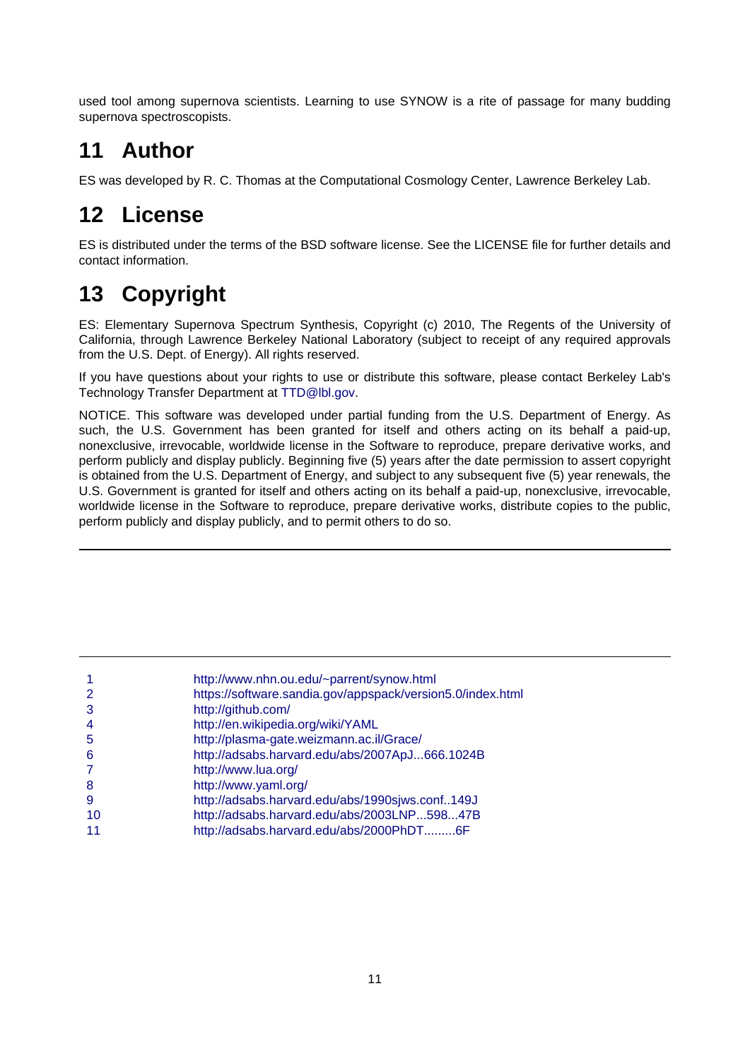used tool among supernova scientists. Learning to use SYNOW is a rite of passage for many budding supernova spectroscopists.

## 11 Author

ES was developed by R. C. Thomas at the Computational Cosmology Center, Lawrence Berkeley Lab.

## 12 License

ES is distributed under the terms of the BSD software license. See the LICENSE file for further details and contact information.

## 13 Copyright

ES: Elementary Supernova Spectrum Synthesis, Copyright (c) 2010, The Regents of the University of California, through Lawrence Berkeley National Laboratory (subject to receipt of any required approvals from the U.S. Dept. of Energy). All rights reserved.

If you have questions about your rights to use or distribute this software, please contact Berkeley Lab's Technology Transfer Department at TTD@lbl.gov.

NOTICE. This software was developed under partial funding from the U.S. Department of Energy. As such, the U.S. Government has been granted for itself and others acting on its behalf a paid-up, nonexclusive, irrevocable, worldwide license in the Software to reproduce, prepare derivative works, and perform publicly and display publicly. Beginning five (5) years after the date permission to assert copyright is obtained from the U.S. Department of Energy, and subject to any subsequent five (5) year renewals, the U.S. Government is granted for itself and others acting on its behalf a paid-up, nonexclusive, irrevocable, worldwide license in the Software to reproduce, prepare derivative works, distribute copies to the public, perform publicly and display publicly, and to permit others to do so.

---

| | |
|---|---|
| 1 | http://www.nhn.ou.edu/~parrent/synow.html |
| 2 | https://software.sandia.gov/appspack/version5.0/index.html |
| 3 | http://github.com/ |
| 4 | http://en.wikipedia.org/wiki/YAML |
| 5 | http://plasma-gate.weizmann.ac.il/Grace/ |
| 6 | http://adsabs.harvard.edu/abs/2007ApJ...666.1024B |
| 7 | http://www.lua.org/ |
| 8 | http://www.yaml.org/ |
| 9 | http://adsabs.harvard.edu/abs/1990sjws.conf..149J |
| 10 | http://adsabs.harvard.edu/abs/2003LNP...598...47B |
| 11 | http://adsabs.harvard.edu/abs/2000PhDT.........6F |